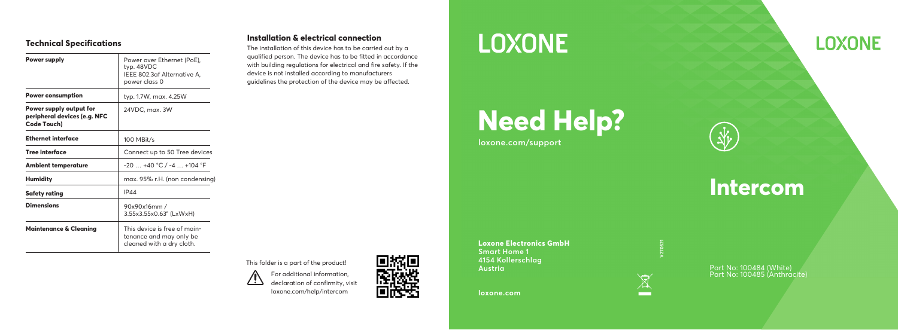## Technical Specifications

| | |
|---|---|
| **Power supply** | Power over Ethernet (PoE), typ. 48VDC IEEE 802.3af Alternative A, power class 0 |
| **Power consumption** | typ. 1.7W, max. 4.25W |
| **Power supply output for peripheral devices (e.g. NFC Code Touch)** | 24VDC, max. 3W |
| **Ethernet interface** | 100 MBit/s |
| **Tree interface** | Connect up to 50 Tree devices |
| **Ambient temperature** | -20 … +40 °C / -4 … +104 °F |
| **Humidity** | max. 95% r.H. (non condensing) |
| **Safety rating** | IP44 |
| **Dimensions** | 90x90x16mm / 3.55x3.55x0.63" (LxWxH) |
| **Maintenance & Cleaning** | This device is free of maintenance and may only be cleaned with a dry cloth. |

## Installation & electrical connection

The installation of this device has to be carried out by a qualified person. The device has to be fitted in accordance with building regulations for electrical and fire safety. If the device is not installed according to manufacturers guidelines the protection of the device may be affected.

This folder is a part of the product!

For additional information, declaration of confirmity, visit loxone.com/help/intercom

LOXONE

# Need Help?

loxone.com/support

**Loxone Electronics GmbH**
**Smart Home 1**
**4154 Kollerschlag**
**Austria**

**loxone.com**

V270521

LOXONE

# Intercom

Part No: 100484 (White)
Part No: 100485 (Anthracite)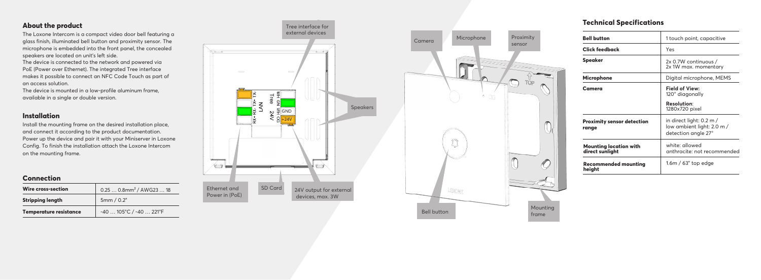## About the product

The Loxone Intercom is a compact video door bell featuring a glass finish, illuminated bell button and proximity sensor. The microphone is embedded into the front panel, the concealed speakers are located on unit's left side.

The device is connected to the network and powered via PoE (Power over Ethernet). The integrated Tree interface makes it possible to connect an NFC Code Touch as part of an access solution.

The device is mounted in a low-profile aluminum frame, available in a single or double version.

## Installation

Install the mounting frame on the desired installation place, and connect it according to the product documentation. Power up the device and pair it with your Miniserver in Loxone Config. To finish the installation attach the Loxone Intercom on the mounting frame.

## Connection

| | |
|---|---|
| **Wire cross-section** | 0.25 … 0.8mm² / AWG23 … 18 |
| **Stripping length** | 5mm / 0.2" |
| **Temperature resistance** | -40 … 105°C / -40 … 221°F |

Tree interface for external devices

Speakers

Ethernet and Power in (PoE)

SD Card

24V output for external devices, max. 3W

Camera

Microphone

Proximity sensor

Bell button

Mounting frame

## Technical Specifications

| | |
|---|---|
| **Bell button** | 1 touch point, capacitive |
| **Click feedback** | Yes |
| **Speaker** | 2x 0.7W continuous / 2x 1W max. momentary |
| **Microphone** | Digital microphone, MEMS |
| **Camera** | **Field of View:** 120° diagonally<br>**Resolution:** 1280x720 pixel |
| **Proximity sensor detection range** | in direct light: 0.2 m / low ambient light: 2.0 m / detection angle 27° |
| **Mounting location with direct sunlight** | white: allowed<br>anthracite: not recommended |
| **Recommended mounting height** | 1.6m / 63" top edge |